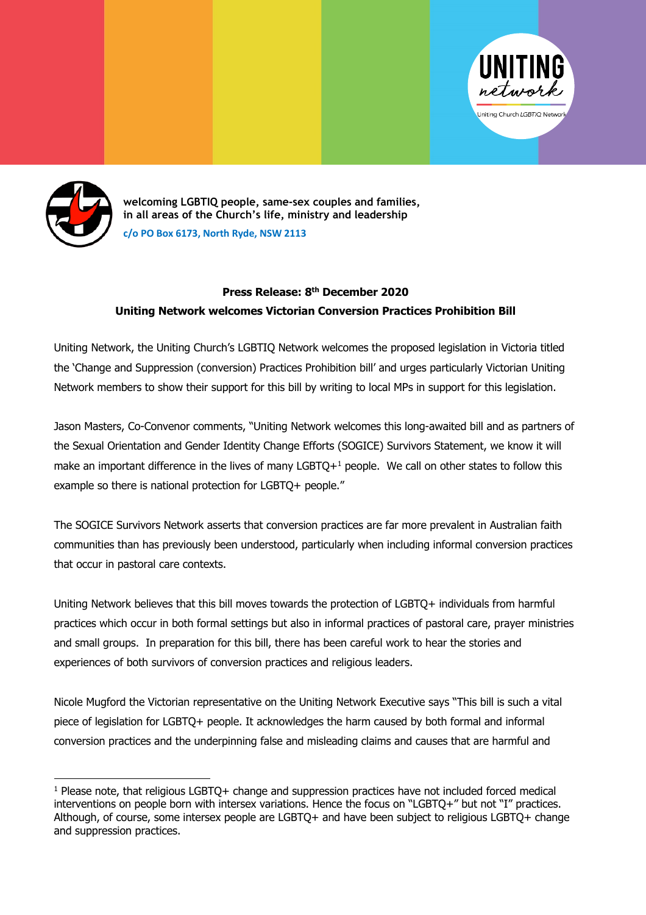UNITING network

Uniting Church LGBTIQ Network

**welcoming LGBTIQ people, same-sex couples and families, in all areas of the Church's life, ministry and leadership**

**c/o PO Box 6173, North Ryde, NSW 2113**

**Press Release: 8th December 2020**

**Uniting Network welcomes Victorian Conversion Practices Prohibition Bill**

Uniting Network, the Uniting Church's LGBTIQ Network welcomes the proposed legislation in Victoria titled the 'Change and Suppression (conversion) Practices Prohibition bill' and urges particularly Victorian Uniting Network members to show their support for this bill by writing to local MPs in support for this legislation.

Jason Masters, Co-Convenor comments, "Uniting Network welcomes this long-awaited bill and as partners of the Sexual Orientation and Gender Identity Change Efforts (SOGICE) Survivors Statement, we know it will make an important difference in the lives of many LGBTQ+[1] people. We call on other states to follow this example so there is national protection for LGBTQ+ people."

The SOGICE Survivors Network asserts that conversion practices are far more prevalent in Australian faith communities than has previously been understood, particularly when including informal conversion practices that occur in pastoral care contexts.

Uniting Network believes that this bill moves towards the protection of LGBTQ+ individuals from harmful practices which occur in both formal settings but also in informal practices of pastoral care, prayer ministries and small groups. In preparation for this bill, there has been careful work to hear the stories and experiences of both survivors of conversion practices and religious leaders.

Nicole Mugford the Victorian representative on the Uniting Network Executive says "This bill is such a vital piece of legislation for LGBTQ+ people. It acknowledges the harm caused by both formal and informal conversion practices and the underpinning false and misleading claims and causes that are harmful and

---

[1] Please note, that religious LGBTQ+ change and suppression practices have not included forced medical interventions on people born with intersex variations. Hence the focus on "LGBTQ+" but not "I" practices. Although, of course, some intersex people are LGBTQ+ and have been subject to religious LGBTQ+ change and suppression practices.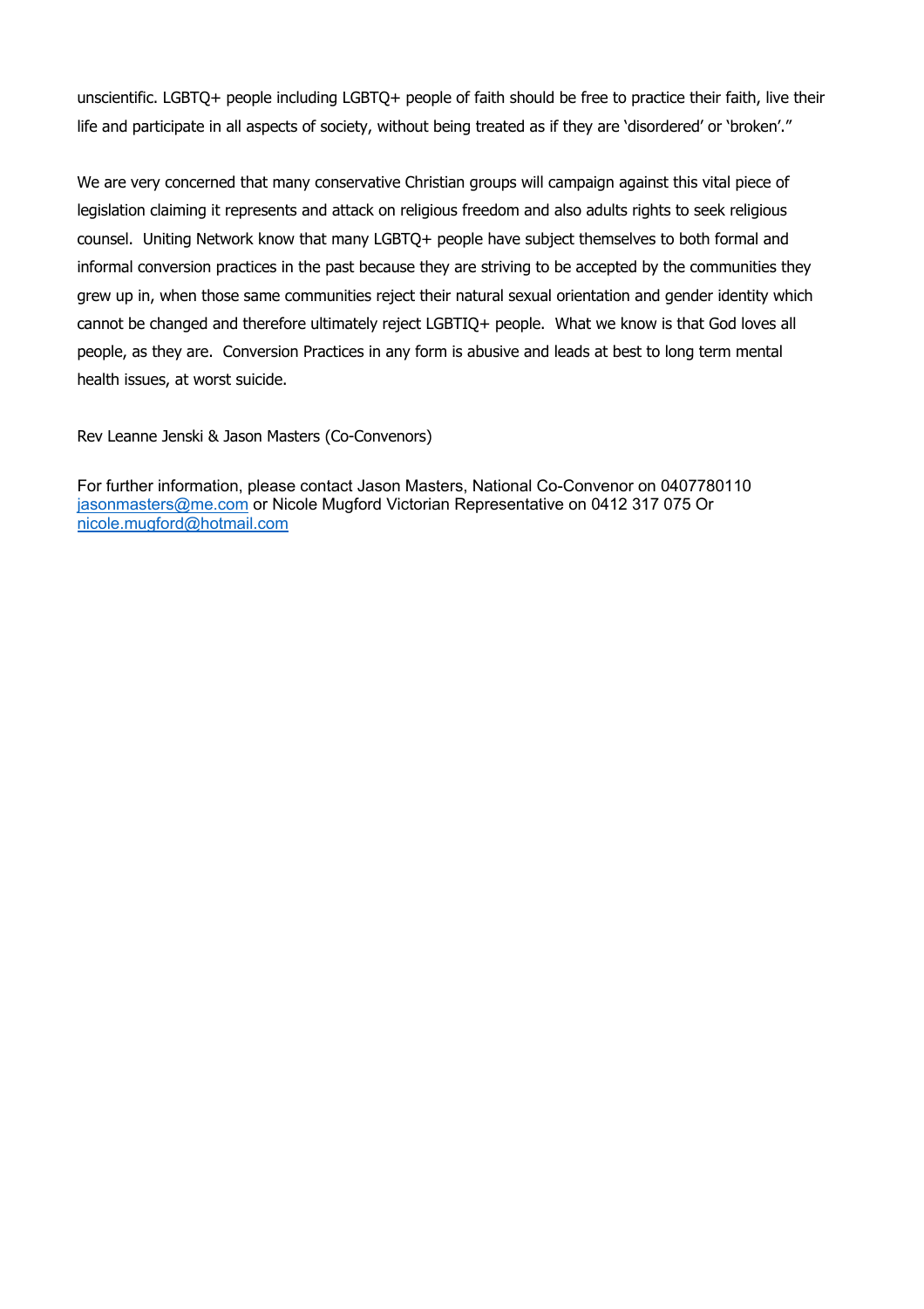unscientific. LGBTQ+ people including LGBTQ+ people of faith should be free to practice their faith, live their life and participate in all aspects of society, without being treated as if they are 'disordered' or 'broken'."

We are very concerned that many conservative Christian groups will campaign against this vital piece of legislation claiming it represents and attack on religious freedom and also adults rights to seek religious counsel. Uniting Network know that many LGBTQ+ people have subject themselves to both formal and informal conversion practices in the past because they are striving to be accepted by the communities they grew up in, when those same communities reject their natural sexual orientation and gender identity which cannot be changed and therefore ultimately reject LGBTIQ+ people. What we know is that God loves all people, as they are. Conversion Practices in any form is abusive and leads at best to long term mental health issues, at worst suicide.

Rev Leanne Jenski & Jason Masters (Co-Convenors)

For further information, please contact Jason Masters, National Co-Convenor on 0407780110 jasonmasters@me.com or Nicole Mugford Victorian Representative on 0412 317 075 Or nicole.mugford@hotmail.com